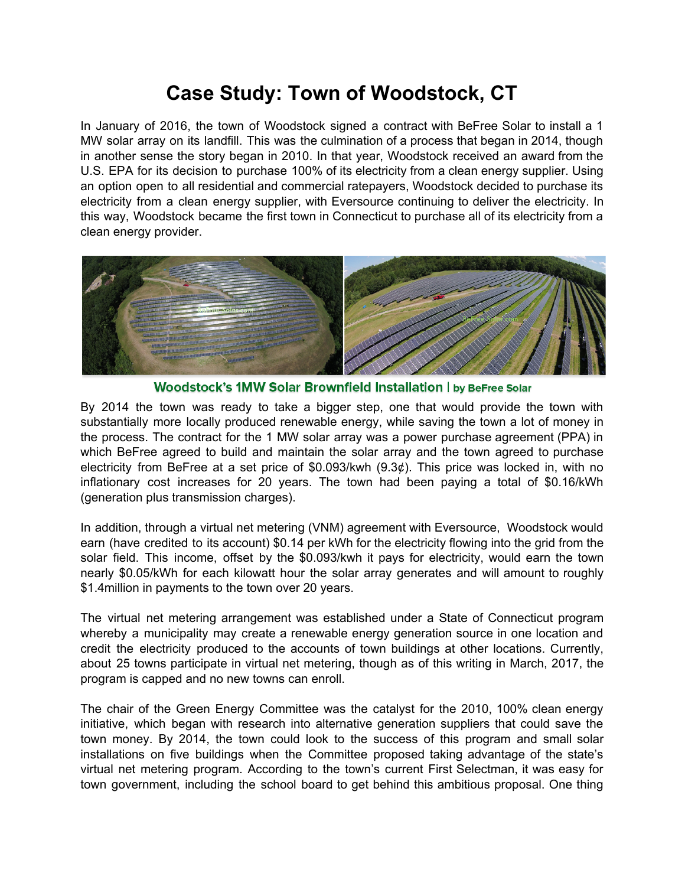# Case Study: Town of Woodstock, CT

In January of 2016, the town of Woodstock signed a contract with BeFree Solar to install a 1 MW solar array on its landfill. This was the culmination of a process that began in 2014, though in another sense the story began in 2010. In that year, Woodstock received an award from the U.S. EPA for its decision to purchase 100% of its electricity from a clean energy supplier. Using an option open to all residential and commercial ratepayers, Woodstock decided to purchase its electricity from a clean energy supplier, with Eversource continuing to deliver the electricity. In this way, Woodstock became the first town in Connecticut to purchase all of its electricity from a clean energy provider.

**Woodstock's 1MW Solar Brownfield Installation | by BeFree Solar**

By 2014 the town was ready to take a bigger step, one that would provide the town with substantially more locally produced renewable energy, while saving the town a lot of money in the process. The contract for the 1 MW solar array was a power purchase agreement (PPA) in which BeFree agreed to build and maintain the solar array and the town agreed to purchase electricity from BeFree at a set price of $0.093/kwh (9.3¢). This price was locked in, with no inflationary cost increases for 20 years. The town had been paying a total of $0.16/kWh (generation plus transmission charges).

In addition, through a virtual net metering (VNM) agreement with Eversource, Woodstock would earn (have credited to its account) $0.14 per kWh for the electricity flowing into the grid from the solar field. This income, offset by the $0.093/kwh it pays for electricity, would earn the town nearly $0.05/kWh for each kilowatt hour the solar array generates and will amount to roughly $1.4million in payments to the town over 20 years.

The virtual net metering arrangement was established under a State of Connecticut program whereby a municipality may create a renewable energy generation source in one location and credit the electricity produced to the accounts of town buildings at other locations. Currently, about 25 towns participate in virtual net metering, though as of this writing in March, 2017, the program is capped and no new towns can enroll.

The chair of the Green Energy Committee was the catalyst for the 2010, 100% clean energy initiative, which began with research into alternative generation suppliers that could save the town money. By 2014, the town could look to the success of this program and small solar installations on five buildings when the Committee proposed taking advantage of the state's virtual net metering program. According to the town's current First Selectman, it was easy for town government, including the school board to get behind this ambitious proposal. One thing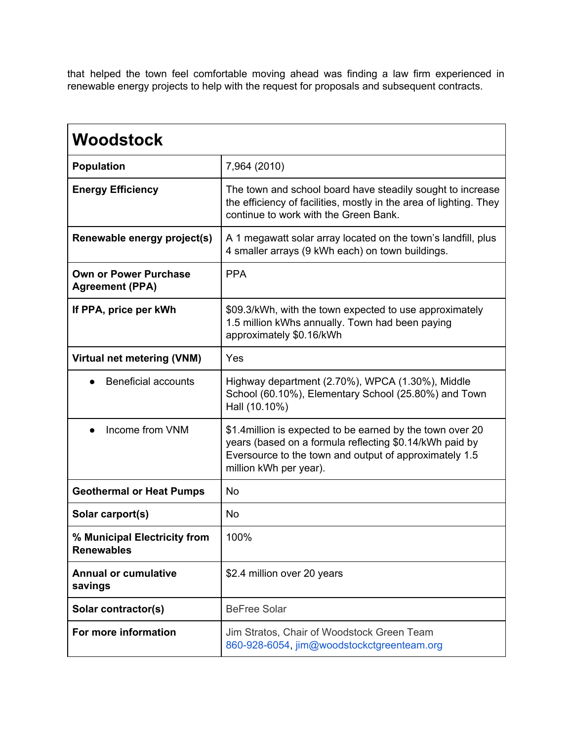that helped the town feel comfortable moving ahead was finding a law firm experienced in renewable energy projects to help with the request for proposals and subsequent contracts.

| **Woodstock** | |
|---|---|
| **Population** | 7,964 (2010) |
| **Energy Efficiency** | The town and school board have steadily sought to increase the efficiency of facilities, mostly in the area of lighting. They continue to work with the Green Bank. |
| **Renewable energy project(s)** | A 1 megawatt solar array located on the town's landfill, plus 4 smaller arrays (9 kWh each) on town buildings. |
| **Own or Power Purchase Agreement (PPA)** | PPA |
| **If PPA, price per kWh** | $09.3/kWh, with the town expected to use approximately 1.5 million kWhs annually. Town had been paying approximately $0.16/kWh |
| **Virtual net metering (VNM)** | Yes |
| • Beneficial accounts | Highway department (2.70%), WPCA (1.30%), Middle School (60.10%), Elementary School (25.80%) and Town Hall (10.10%) |
| • Income from VNM | $1.4million is expected to be earned by the town over 20 years (based on a formula reflecting $0.14/kWh paid by Eversource to the town and output of approximately 1.5 million kWh per year). |
| **Geothermal or Heat Pumps** | No |
| **Solar carport(s)** | No |
| **% Municipal Electricity from Renewables** | 100% |
| **Annual or cumulative savings** | $2.4 million over 20 years |
| **Solar contractor(s)** | BeFree Solar |
| **For more information** | Jim Stratos, Chair of Woodstock Green Team 860-928-6054, jim@woodstockctgreenteam.org |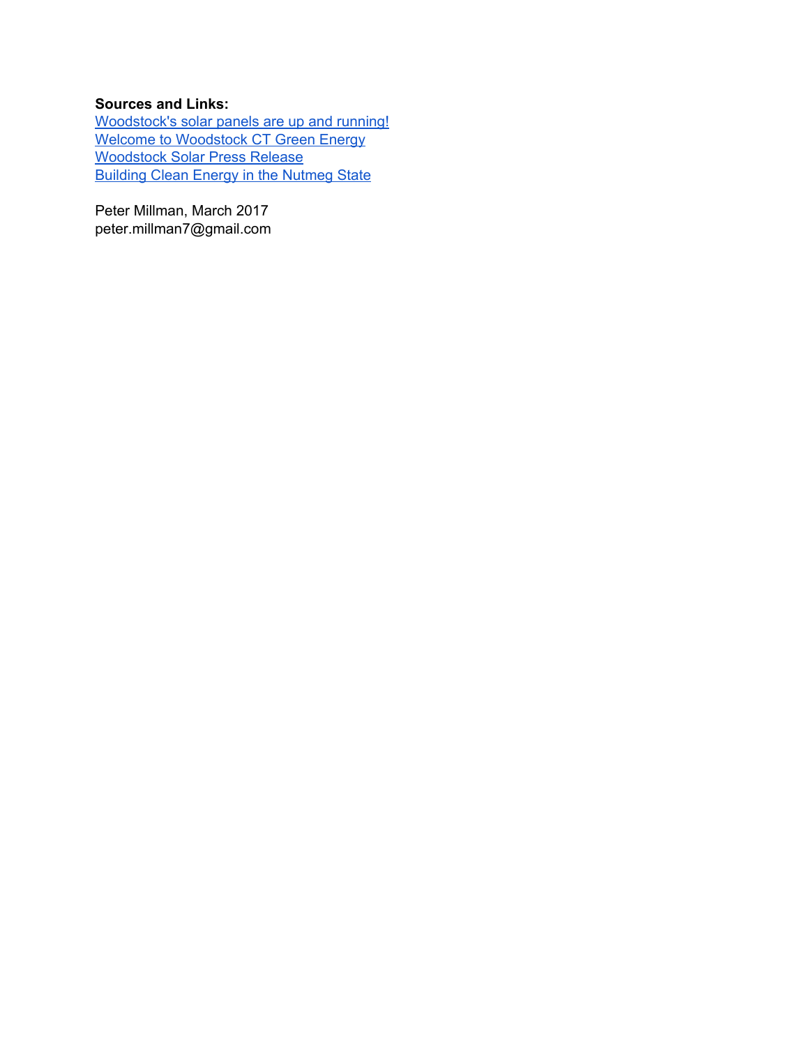**Sources and Links:**
Woodstock's solar panels are up and running!
Welcome to Woodstock CT Green Energy
Woodstock Solar Press Release
Building Clean Energy in the Nutmeg State

Peter Millman, March 2017
peter.millman7@gmail.com